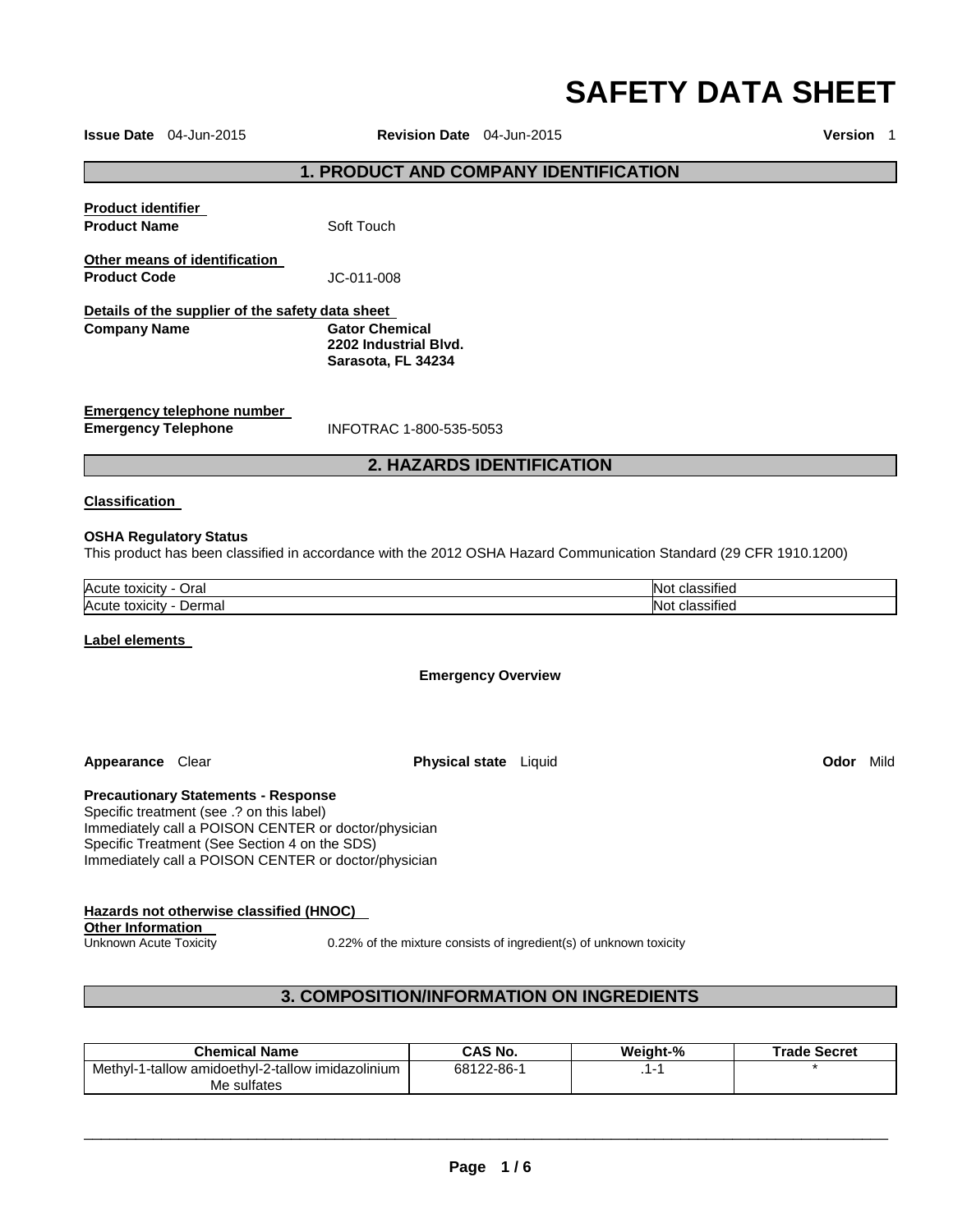# SAFETY DATA SHEET

**Issue Date** 04-Jun-2015 **Revision Date** 04-Jun-2015 **Version** 1

## 1. PRODUCT AND COMPANY IDENTIFICATION

**Product identifier**

**Product Name** Soft Touch

**Other means of identification**

**Product Code** JC-011-008

**Details of the supplier of the safety data sheet**

**Company Name**
**Gator Chemical**
**2202 Industrial Blvd.**
**Sarasota, FL 34234**

**Emergency telephone number**

**Emergency Telephone** INFOTRAC 1-800-535-5053

## 2. HAZARDS IDENTIFICATION

**Classification**

**OSHA Regulatory Status**

This product has been classified in accordance with the 2012 OSHA Hazard Communication Standard (29 CFR 1910.1200)

| | |
|---|---|
| Acute toxicity - Oral | Not classified |
| Acute toxicity - Dermal | Not classified |

**Label elements**

**Emergency Overview**

**Appearance** Clear **Physical state** Liquid **Odor** Mild

**Precautionary Statements - Response**

Specific treatment (see .? on this label)
Immediately call a POISON CENTER or doctor/physician
Specific Treatment (See Section 4 on the SDS)
Immediately call a POISON CENTER or doctor/physician

**Hazards not otherwise classified (HNOC)**

**Other Information**

Unknown Acute Toxicity 0.22% of the mixture consists of ingredient(s) of unknown toxicity

## 3. COMPOSITION/INFORMATION ON INGREDIENTS

| Chemical Name | CAS No. | Weight-% | Trade Secret |
|---|---|---|---|
| Methyl-1-tallow amidoethyl-2-tallow imidazolinium Me sulfates | 68122-86-1 | .1-1 | * |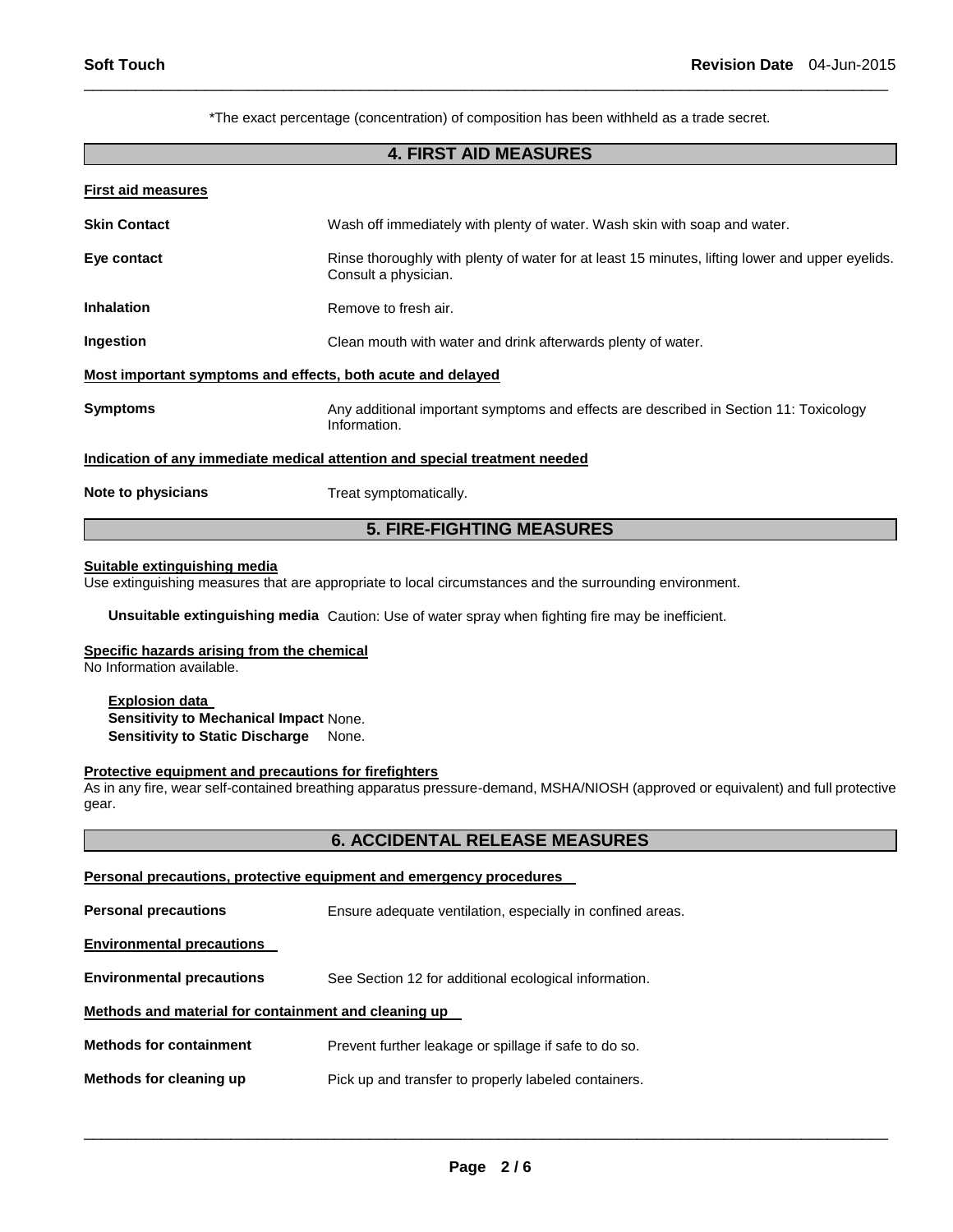*The exact percentage (concentration) of composition has been withheld as a trade secret.

## 4. FIRST AID MEASURES

### First aid measures

| | |
|---|---|
| **Skin Contact** | Wash off immediately with plenty of water. Wash skin with soap and water. |
| **Eye contact** | Rinse thoroughly with plenty of water for at least 15 minutes, lifting lower and upper eyelids. Consult a physician. |
| **Inhalation** | Remove to fresh air. |
| **Ingestion** | Clean mouth with water and drink afterwards plenty of water. |

### Most important symptoms and effects, both acute and delayed

| | |
|---|---|
| **Symptoms** | Any additional important symptoms and effects are described in Section 11: Toxicology Information. |

### Indication of any immediate medical attention and special treatment needed

| | |
|---|---|
| **Note to physicians** | Treat symptomatically. |

## 5. FIRE-FIGHTING MEASURES

### Suitable extinguishing media

Use extinguishing measures that are appropriate to local circumstances and the surrounding environment.

**Unsuitable extinguishing media** Caution: Use of water spray when fighting fire may be inefficient.

### Specific hazards arising from the chemical

No Information available.

**Explosion data**
**Sensitivity to Mechanical Impact** None.
**Sensitivity to Static Discharge** None.

### Protective equipment and precautions for firefighters

As in any fire, wear self-contained breathing apparatus pressure-demand, MSHA/NIOSH (approved or equivalent) and full protective gear.

## 6. ACCIDENTAL RELEASE MEASURES

### Personal precautions, protective equipment and emergency procedures

| | |
|---|---|
| **Personal precautions** | Ensure adequate ventilation, especially in confined areas. |

### Environmental precautions

| | |
|---|---|
| **Environmental precautions** | See Section 12 for additional ecological information. |

### Methods and material for containment and cleaning up

| | |
|---|---|
| **Methods for containment** | Prevent further leakage or spillage if safe to do so. |
| **Methods for cleaning up** | Pick up and transfer to properly labeled containers. |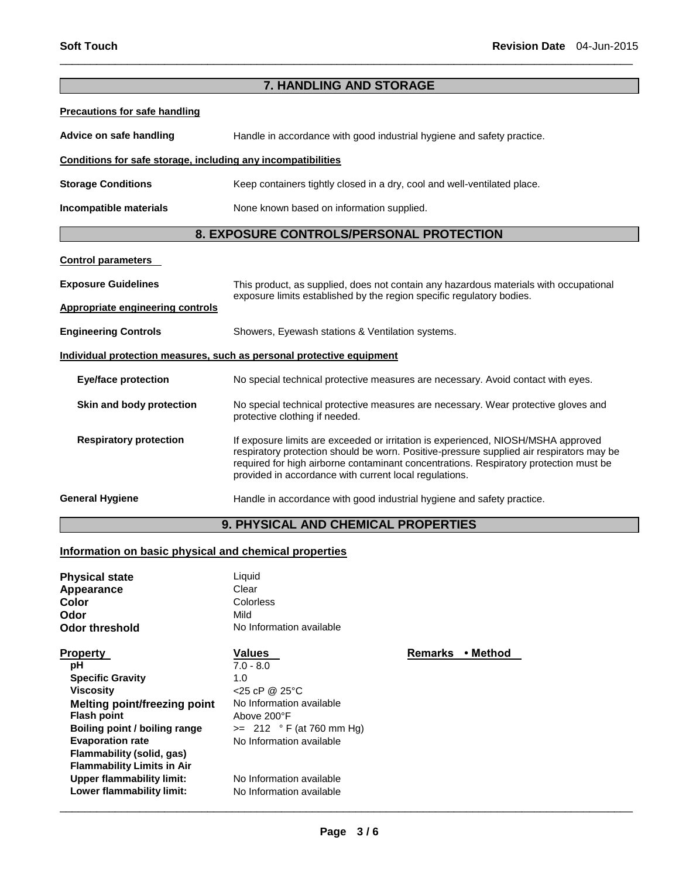## 7. HANDLING AND STORAGE

**Precautions for safe handling**

**Advice on safe handling** Handle in accordance with good industrial hygiene and safety practice.

**Conditions for safe storage, including any incompatibilities**

**Storage Conditions** Keep containers tightly closed in a dry, cool and well-ventilated place.

**Incompatible materials** None known based on information supplied.

## 8. EXPOSURE CONTROLS/PERSONAL PROTECTION

**Control parameters**

**Exposure Guidelines** This product, as supplied, does not contain any hazardous materials with occupational exposure limits established by the region specific regulatory bodies.

**Appropriate engineering controls**

**Engineering Controls** Showers, Eyewash stations & Ventilation systems.

**Individual protection measures, such as personal protective equipment**

**Eye/face protection** No special technical protective measures are necessary. Avoid contact with eyes.

**Skin and body protection** No special technical protective measures are necessary. Wear protective gloves and protective clothing if needed.

**Respiratory protection** If exposure limits are exceeded or irritation is experienced, NIOSH/MSHA approved respiratory protection should be worn. Positive-pressure supplied air respirators may be required for high airborne contaminant concentrations. Respiratory protection must be provided in accordance with current local regulations.

**General Hygiene** Handle in accordance with good industrial hygiene and safety practice.

## 9. PHYSICAL AND CHEMICAL PROPERTIES

**Information on basic physical and chemical properties**

| | |
|---|---|
| **Physical state** | Liquid |
| **Appearance** | Clear |
| **Color** | Colorless |
| **Odor** | Mild |
| **Odor threshold** | No Information available |

| Property | Values | Remarks • Method |
|---|---|---|
| **pH** | 7.0 - 8.0 | |
| **Specific Gravity** | 1.0 | |
| **Viscosity** | <25 cP @ 25°C | |
| **Melting point/freezing point** | No Information available | |
| **Flash point** | Above 200°F | |
| **Boiling point / boiling range** | >= 212 ° F (at 760 mm Hg) | |
| **Evaporation rate** | No Information available | |
| **Flammability (solid, gas)** | | |
| **Flammability Limits in Air** | | |
| **Upper flammability limit:** | No Information available | |
| **Lower flammability limit:** | No Information available | |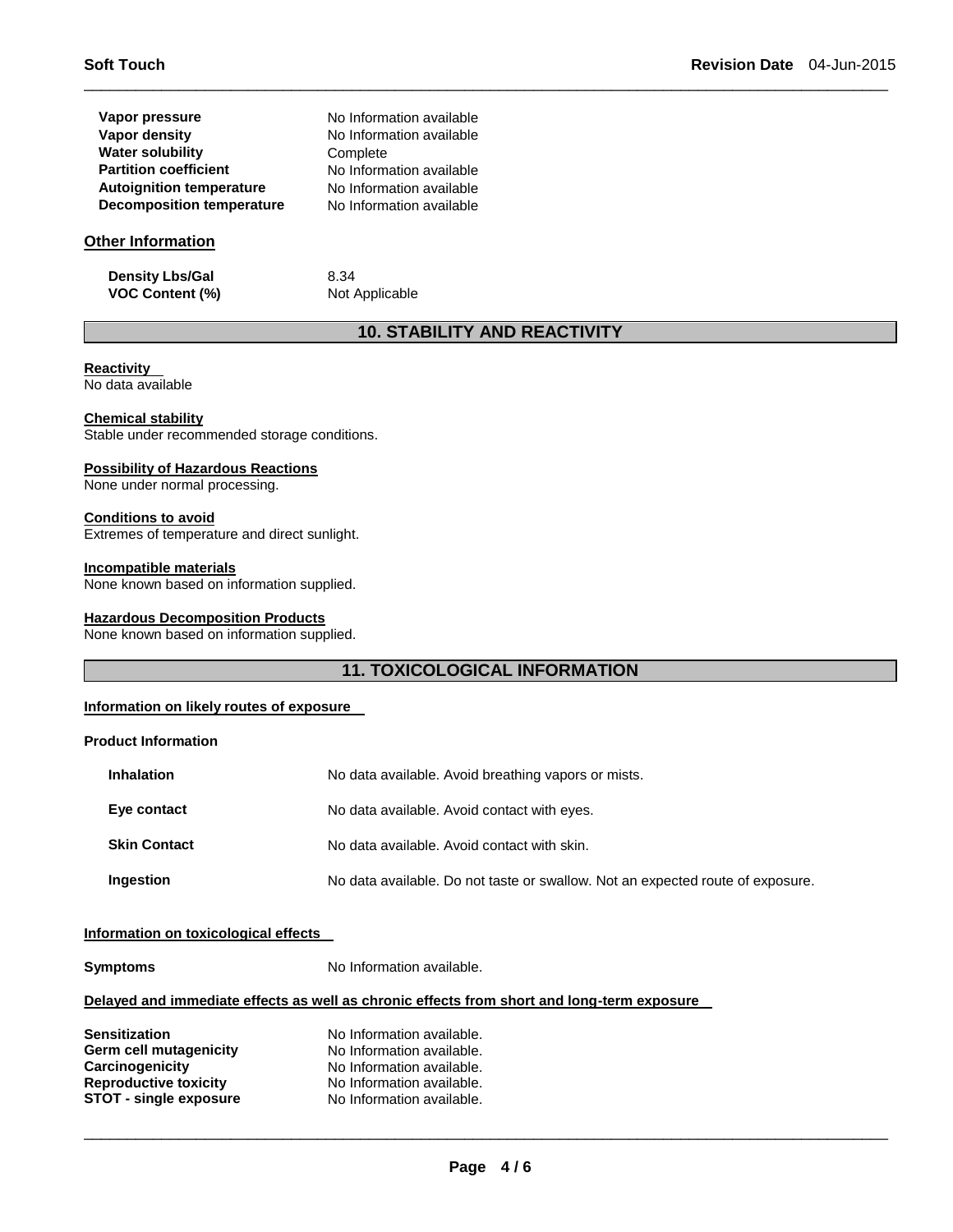| | |
|---|---|
| **Vapor pressure** | No Information available |
| **Vapor density** | No Information available |
| **Water solubility** | Complete |
| **Partition coefficient** | No Information available |
| **Autoignition temperature** | No Information available |
| **Decomposition temperature** | No Information available |

### Other Information

| | |
|---|---|
| **Density Lbs/Gal** | 8.34 |
| **VOC Content (%)** | Not Applicable |

## 10. STABILITY AND REACTIVITY

**Reactivity**
No data available

**Chemical stability**
Stable under recommended storage conditions.

**Possibility of Hazardous Reactions**
None under normal processing.

**Conditions to avoid**
Extremes of temperature and direct sunlight.

**Incompatible materials**
None known based on information supplied.

**Hazardous Decomposition Products**
None known based on information supplied.

## 11. TOXICOLOGICAL INFORMATION

**Information on likely routes of exposure**

**Product Information**

| | |
|---|---|
| **Inhalation** | No data available. Avoid breathing vapors or mists. |
| **Eye contact** | No data available. Avoid contact with eyes. |
| **Skin Contact** | No data available. Avoid contact with skin. |
| **Ingestion** | No data available. Do not taste or swallow. Not an expected route of exposure. |

**Information on toxicological effects**

| | |
|---|---|
| **Symptoms** | No Information available. |

**Delayed and immediate effects as well as chronic effects from short and long-term exposure**

| | |
|---|---|
| **Sensitization** | No Information available. |
| **Germ cell mutagenicity** | No Information available. |
| **Carcinogenicity** | No Information available. |
| **Reproductive toxicity** | No Information available. |
| **STOT - single exposure** | No Information available. |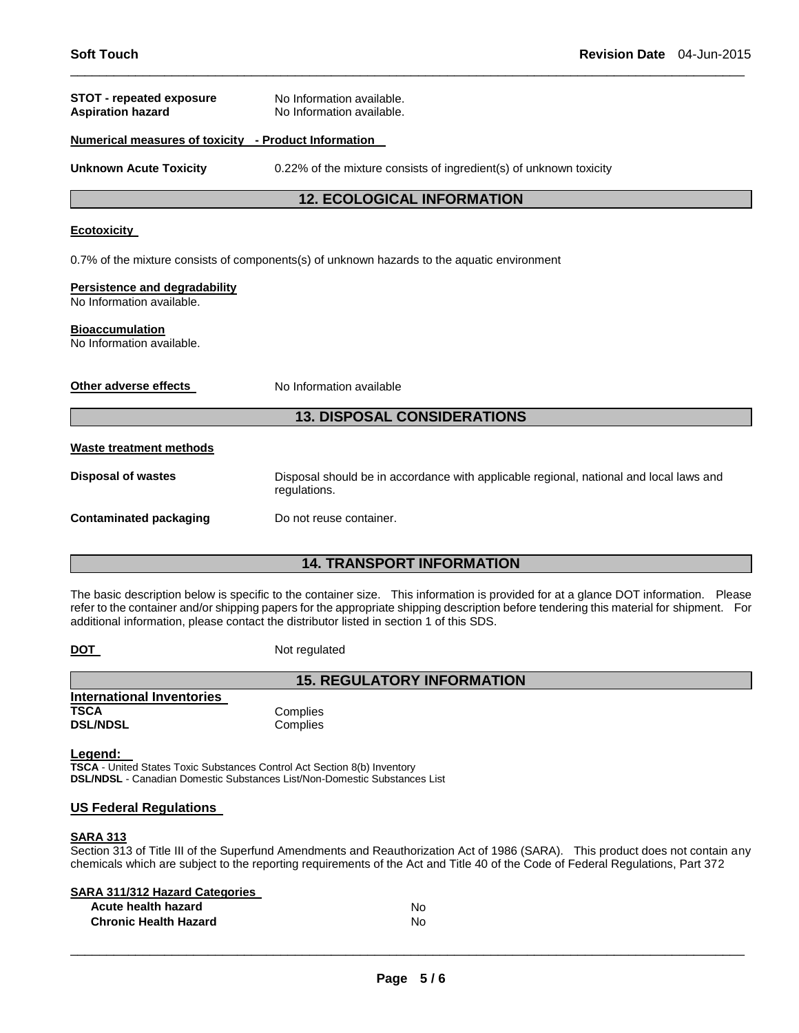**STOT - repeated exposure** No Information available.
**Aspiration hazard** No Information available.

**Numerical measures of toxicity - Product Information**

**Unknown Acute Toxicity** 0.22% of the mixture consists of ingredient(s) of unknown toxicity

## 12. ECOLOGICAL INFORMATION

**Ecotoxicity**

0.7% of the mixture consists of components(s) of unknown hazards to the aquatic environment

**Persistence and degradability**
No Information available.

**Bioaccumulation**
No Information available.

**Other adverse effects** No Information available

## 13. DISPOSAL CONSIDERATIONS

**Waste treatment methods**

**Disposal of wastes** Disposal should be in accordance with applicable regional, national and local laws and regulations.

**Contaminated packaging** Do not reuse container.

## 14. TRANSPORT INFORMATION

The basic description below is specific to the container size. This information is provided for at a glance DOT information. Please refer to the container and/or shipping papers for the appropriate shipping description before tendering this material for shipment. For additional information, please contact the distributor listed in section 1 of this SDS.

**DOT** Not regulated

## 15. REGULATORY INFORMATION

**International Inventories**

| | |
|---|---|
| **TSCA** | Complies |
| **DSL/NDSL** | Complies |

**Legend:**
**TSCA** - United States Toxic Substances Control Act Section 8(b) Inventory
**DSL/NDSL** - Canadian Domestic Substances List/Non-Domestic Substances List

**US Federal Regulations**

**SARA 313**
Section 313 of Title III of the Superfund Amendments and Reauthorization Act of 1986 (SARA). This product does not contain any chemicals which are subject to the reporting requirements of the Act and Title 40 of the Code of Federal Regulations, Part 372

**SARA 311/312 Hazard Categories**

| | |
|---|---|
| **Acute health hazard** | No |
| **Chronic Health Hazard** | No |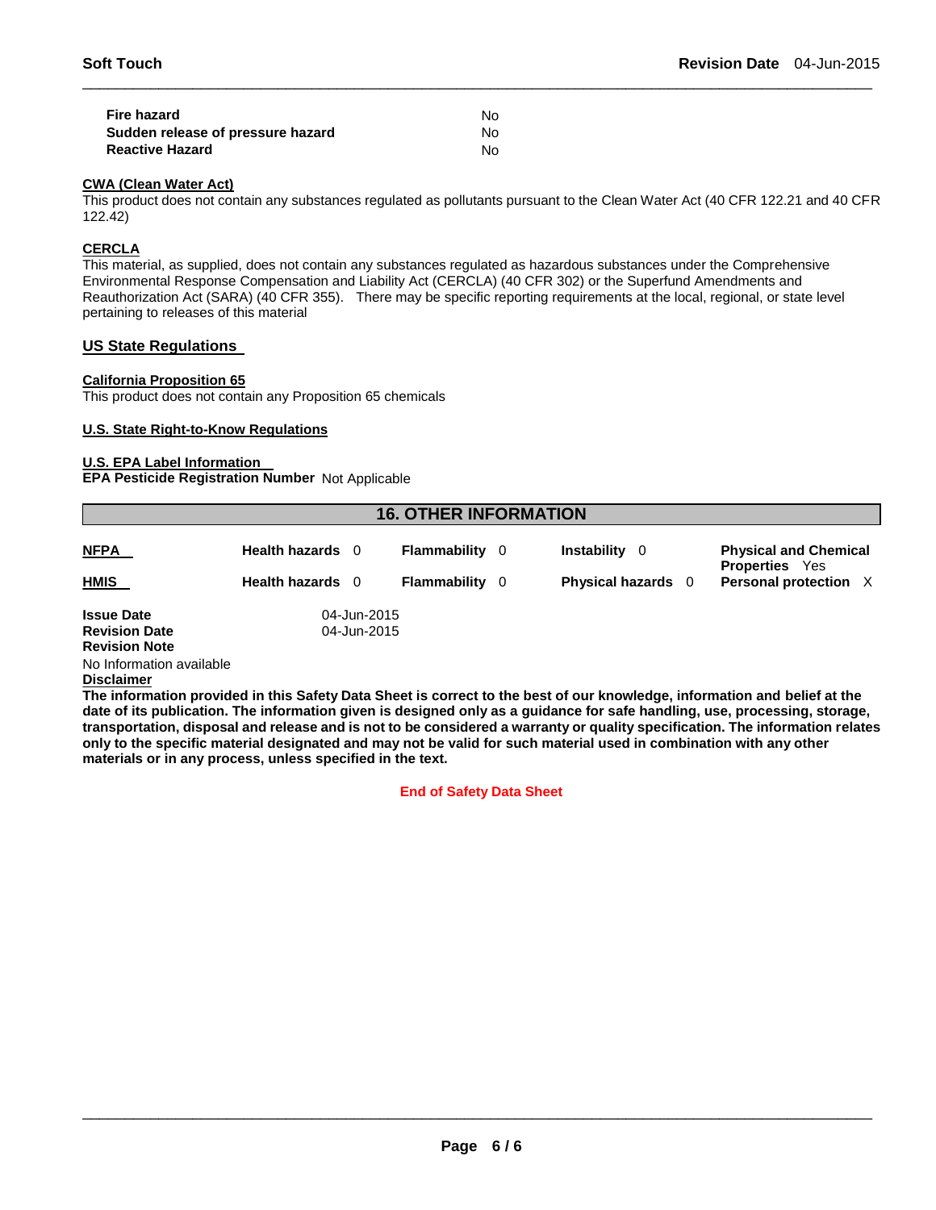| | |
|---|---|
| **Fire hazard** | No |
| **Sudden release of pressure hazard** | No |
| **Reactive Hazard** | No |

**CWA (Clean Water Act)**

This product does not contain any substances regulated as pollutants pursuant to the Clean Water Act (40 CFR 122.21 and 40 CFR 122.42)

**CERCLA**

This material, as supplied, does not contain any substances regulated as hazardous substances under the Comprehensive Environmental Response Compensation and Liability Act (CERCLA) (40 CFR 302) or the Superfund Amendments and Reauthorization Act (SARA) (40 CFR 355). There may be specific reporting requirements at the local, regional, or state level pertaining to releases of this material

## US State Regulations

**California Proposition 65**

This product does not contain any Proposition 65 chemicals

**U.S. State Right-to-Know Regulations**

**U.S. EPA Label Information**

**EPA Pesticide Registration Number** Not Applicable

## 16. OTHER INFORMATION

| | | | | |
|---|---|---|---|---|
| **NFPA** | **Health hazards** 0 | **Flammability** 0 | **Instability** 0 | **Physical and Chemical Properties** Yes |
| **HMIS** | **Health hazards** 0 | **Flammability** 0 | **Physical hazards** 0 | **Personal protection** X |

**Issue Date** 04-Jun-2015
**Revision Date** 04-Jun-2015
**Revision Note**

No Information available

**Disclaimer**

**The information provided in this Safety Data Sheet is correct to the best of our knowledge, information and belief at the date of its publication. The information given is designed only as a guidance for safe handling, use, processing, storage, transportation, disposal and release and is not to be considered a warranty or quality specification. The information relates only to the specific material designated and may not be valid for such material used in combination with any other materials or in any process, unless specified in the text.**

**End of Safety Data Sheet**